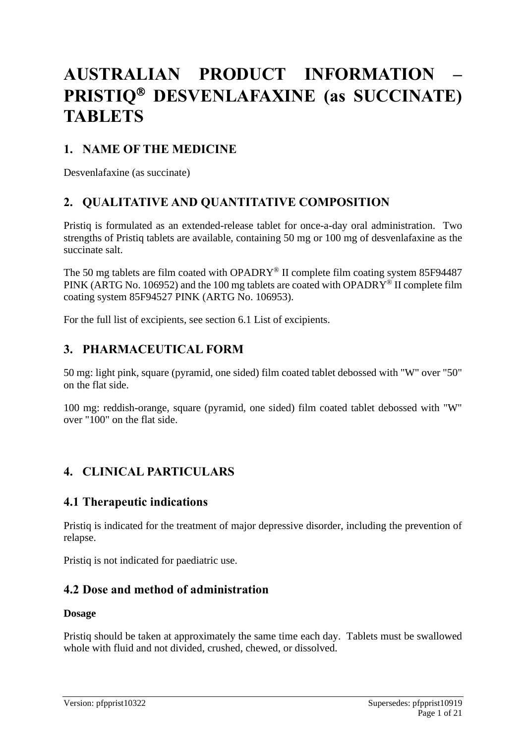# AUSTRALIAN PRODUCT INFORMATION – PRISTIQ® DESVENLAFAXINE (as SUCCINATE) TABLETS

## 1. NAME OF THE MEDICINE

Desvenlafaxine (as succinate)

## 2. QUALITATIVE AND QUANTITATIVE COMPOSITION

Pristiq is formulated as an extended-release tablet for once-a-day oral administration. Two strengths of Pristiq tablets are available, containing 50 mg or 100 mg of desvenlafaxine as the succinate salt.

The 50 mg tablets are film coated with OPADRY® II complete film coating system 85F94487 PINK (ARTG No. 106952) and the 100 mg tablets are coated with OPADRY® II complete film coating system 85F94527 PINK (ARTG No. 106953).

For the full list of excipients, see section 6.1 List of excipients.

## 3. PHARMACEUTICAL FORM

50 mg: light pink, square (pyramid, one sided) film coated tablet debossed with "W" over "50" on the flat side.

100 mg: reddish-orange, square (pyramid, one sided) film coated tablet debossed with "W" over "100" on the flat side.

## 4. CLINICAL PARTICULARS

### 4.1 Therapeutic indications

Pristiq is indicated for the treatment of major depressive disorder, including the prevention of relapse.

Pristiq is not indicated for paediatric use.

### 4.2 Dose and method of administration

**Dosage**

Pristiq should be taken at approximately the same time each day. Tablets must be swallowed whole with fluid and not divided, crushed, chewed, or dissolved.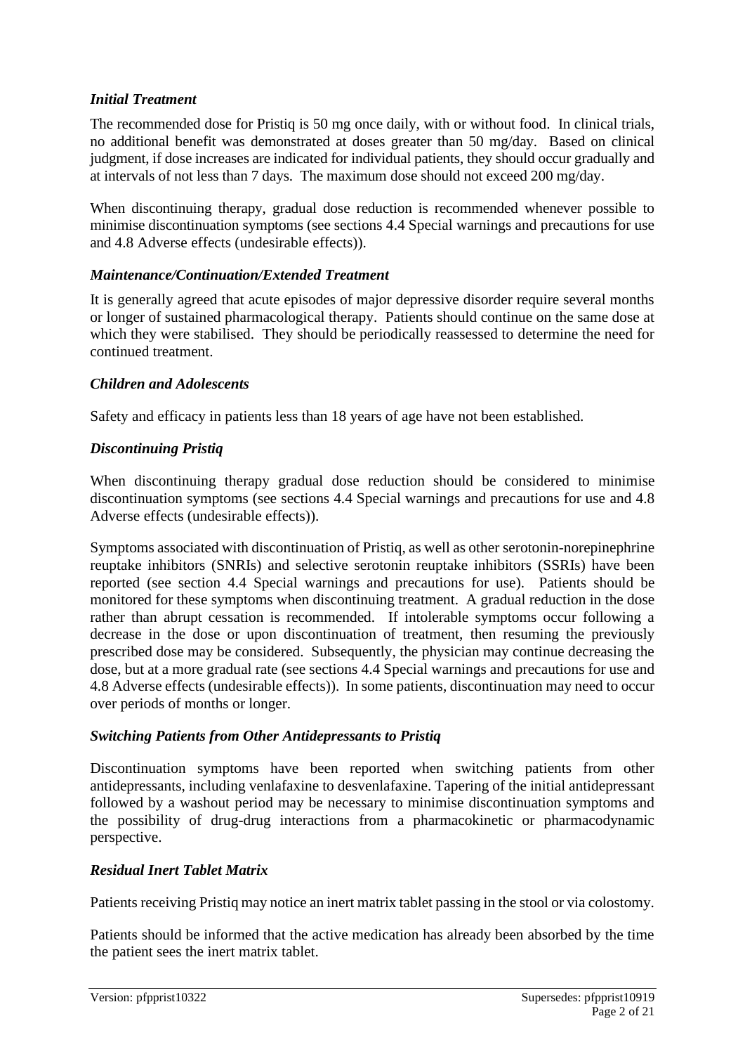### *Initial Treatment*

The recommended dose for Pristiq is 50 mg once daily, with or without food. In clinical trials, no additional benefit was demonstrated at doses greater than 50 mg/day. Based on clinical judgment, if dose increases are indicated for individual patients, they should occur gradually and at intervals of not less than 7 days. The maximum dose should not exceed 200 mg/day.

When discontinuing therapy, gradual dose reduction is recommended whenever possible to minimise discontinuation symptoms (see sections 4.4 Special warnings and precautions for use and 4.8 Adverse effects (undesirable effects)).

### *Maintenance/Continuation/Extended Treatment*

It is generally agreed that acute episodes of major depressive disorder require several months or longer of sustained pharmacological therapy. Patients should continue on the same dose at which they were stabilised. They should be periodically reassessed to determine the need for continued treatment.

### *Children and Adolescents*

Safety and efficacy in patients less than 18 years of age have not been established.

### *Discontinuing Pristiq*

When discontinuing therapy gradual dose reduction should be considered to minimise discontinuation symptoms (see sections 4.4 Special warnings and precautions for use and 4.8 Adverse effects (undesirable effects)).

Symptoms associated with discontinuation of Pristiq, as well as other serotonin-norepinephrine reuptake inhibitors (SNRIs) and selective serotonin reuptake inhibitors (SSRIs) have been reported (see section 4.4 Special warnings and precautions for use). Patients should be monitored for these symptoms when discontinuing treatment. A gradual reduction in the dose rather than abrupt cessation is recommended. If intolerable symptoms occur following a decrease in the dose or upon discontinuation of treatment, then resuming the previously prescribed dose may be considered. Subsequently, the physician may continue decreasing the dose, but at a more gradual rate (see sections 4.4 Special warnings and precautions for use and 4.8 Adverse effects (undesirable effects)). In some patients, discontinuation may need to occur over periods of months or longer.

### *Switching Patients from Other Antidepressants to Pristiq*

Discontinuation symptoms have been reported when switching patients from other antidepressants, including venlafaxine to desvenlafaxine. Tapering of the initial antidepressant followed by a washout period may be necessary to minimise discontinuation symptoms and the possibility of drug-drug interactions from a pharmacokinetic or pharmacodynamic perspective.

### *Residual Inert Tablet Matrix*

Patients receiving Pristiq may notice an inert matrix tablet passing in the stool or via colostomy.

Patients should be informed that the active medication has already been absorbed by the time the patient sees the inert matrix tablet.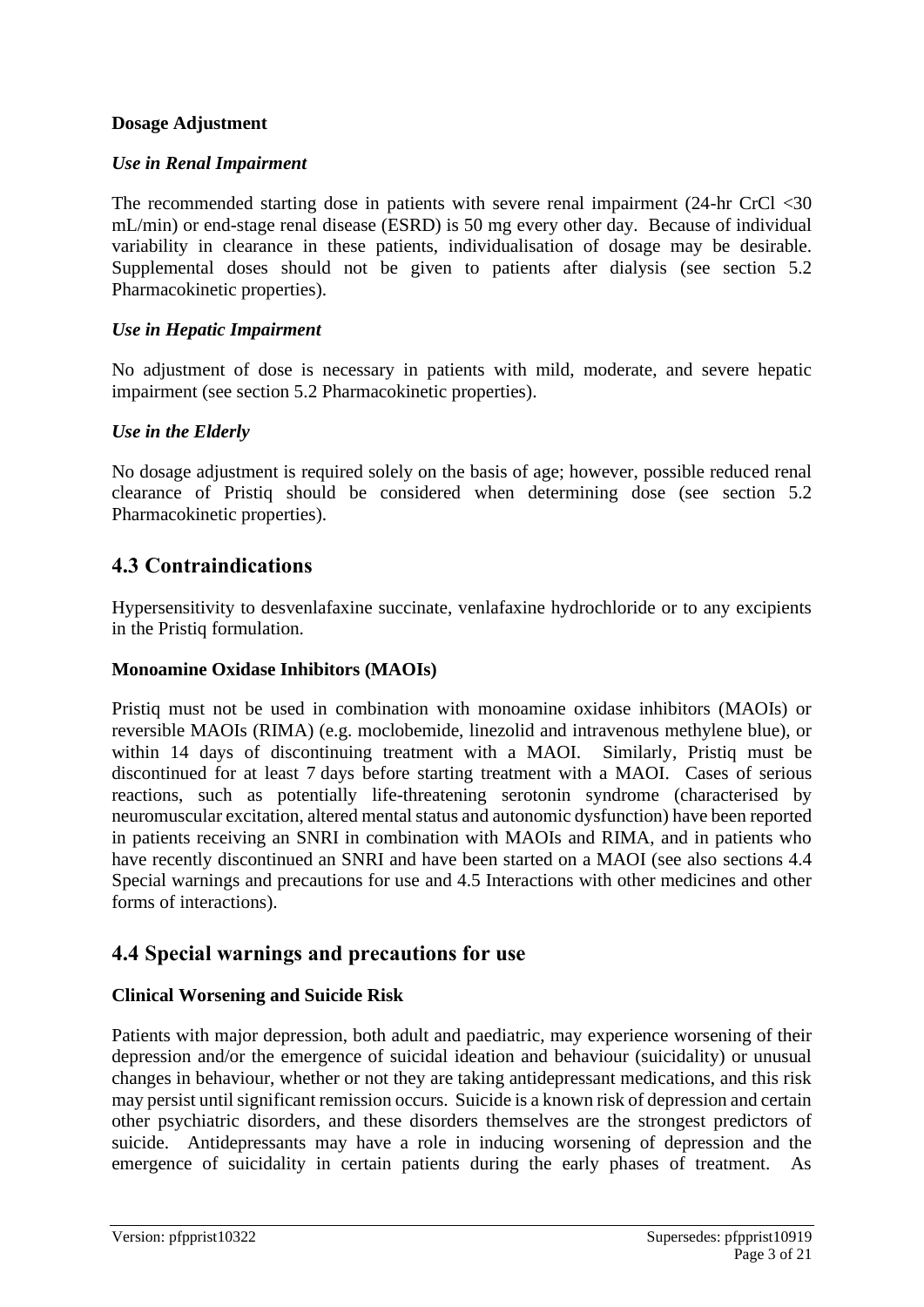**Dosage Adjustment**

***Use in Renal Impairment***

The recommended starting dose in patients with severe renal impairment (24-hr CrCl <30 mL/min) or end-stage renal disease (ESRD) is 50 mg every other day. Because of individual variability in clearance in these patients, individualisation of dosage may be desirable. Supplemental doses should not be given to patients after dialysis (see section 5.2 Pharmacokinetic properties).

***Use in Hepatic Impairment***

No adjustment of dose is necessary in patients with mild, moderate, and severe hepatic impairment (see section 5.2 Pharmacokinetic properties).

***Use in the Elderly***

No dosage adjustment is required solely on the basis of age; however, possible reduced renal clearance of Pristiq should be considered when determining dose (see section 5.2 Pharmacokinetic properties).

## 4.3 Contraindications

Hypersensitivity to desvenlafaxine succinate, venlafaxine hydrochloride or to any excipients in the Pristiq formulation.

**Monoamine Oxidase Inhibitors (MAOIs)**

Pristiq must not be used in combination with monoamine oxidase inhibitors (MAOIs) or reversible MAOIs (RIMA) (e.g. moclobemide, linezolid and intravenous methylene blue), or within 14 days of discontinuing treatment with a MAOI. Similarly, Pristiq must be discontinued for at least 7 days before starting treatment with a MAOI. Cases of serious reactions, such as potentially life-threatening serotonin syndrome (characterised by neuromuscular excitation, altered mental status and autonomic dysfunction) have been reported in patients receiving an SNRI in combination with MAOIs and RIMA, and in patients who have recently discontinued an SNRI and have been started on a MAOI (see also sections 4.4 Special warnings and precautions for use and 4.5 Interactions with other medicines and other forms of interactions).

## 4.4 Special warnings and precautions for use

**Clinical Worsening and Suicide Risk**

Patients with major depression, both adult and paediatric, may experience worsening of their depression and/or the emergence of suicidal ideation and behaviour (suicidality) or unusual changes in behaviour, whether or not they are taking antidepressant medications, and this risk may persist until significant remission occurs. Suicide is a known risk of depression and certain other psychiatric disorders, and these disorders themselves are the strongest predictors of suicide. Antidepressants may have a role in inducing worsening of depression and the emergence of suicidality in certain patients during the early phases of treatment. As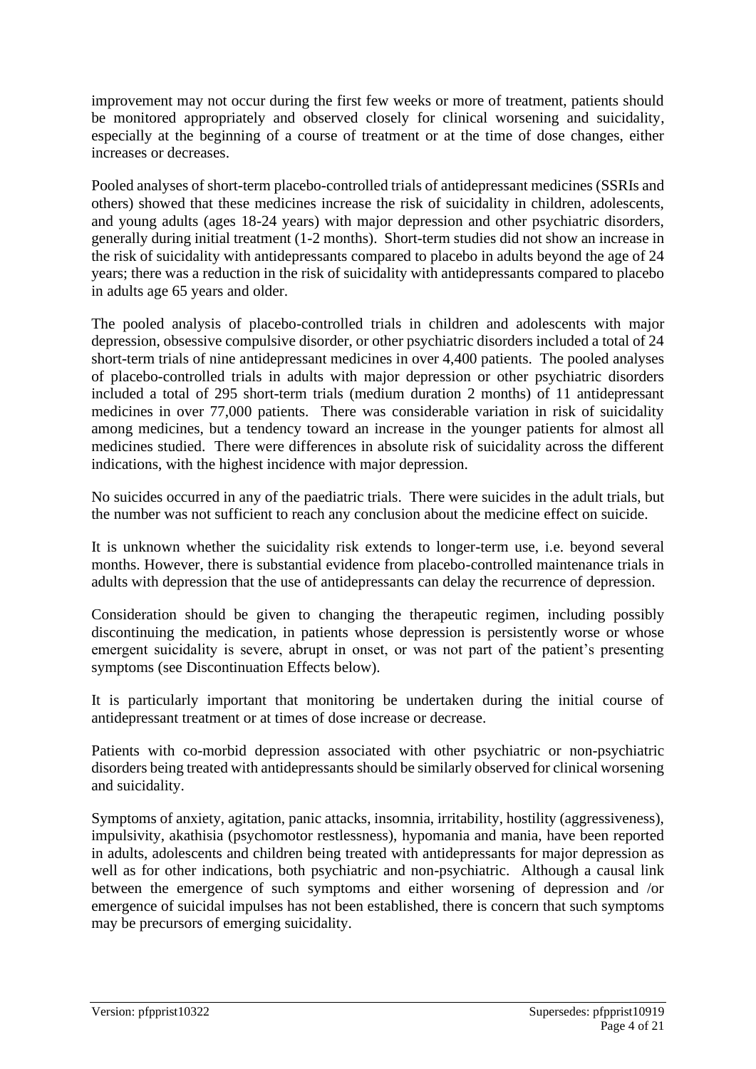improvement may not occur during the first few weeks or more of treatment, patients should be monitored appropriately and observed closely for clinical worsening and suicidality, especially at the beginning of a course of treatment or at the time of dose changes, either increases or decreases.

Pooled analyses of short-term placebo-controlled trials of antidepressant medicines (SSRIs and others) showed that these medicines increase the risk of suicidality in children, adolescents, and young adults (ages 18-24 years) with major depression and other psychiatric disorders, generally during initial treatment (1-2 months). Short-term studies did not show an increase in the risk of suicidality with antidepressants compared to placebo in adults beyond the age of 24 years; there was a reduction in the risk of suicidality with antidepressants compared to placebo in adults age 65 years and older.

The pooled analysis of placebo-controlled trials in children and adolescents with major depression, obsessive compulsive disorder, or other psychiatric disorders included a total of 24 short-term trials of nine antidepressant medicines in over 4,400 patients. The pooled analyses of placebo-controlled trials in adults with major depression or other psychiatric disorders included a total of 295 short-term trials (medium duration 2 months) of 11 antidepressant medicines in over 77,000 patients. There was considerable variation in risk of suicidality among medicines, but a tendency toward an increase in the younger patients for almost all medicines studied. There were differences in absolute risk of suicidality across the different indications, with the highest incidence with major depression.

No suicides occurred in any of the paediatric trials. There were suicides in the adult trials, but the number was not sufficient to reach any conclusion about the medicine effect on suicide.

It is unknown whether the suicidality risk extends to longer-term use, i.e. beyond several months. However, there is substantial evidence from placebo-controlled maintenance trials in adults with depression that the use of antidepressants can delay the recurrence of depression.

Consideration should be given to changing the therapeutic regimen, including possibly discontinuing the medication, in patients whose depression is persistently worse or whose emergent suicidality is severe, abrupt in onset, or was not part of the patient's presenting symptoms (see Discontinuation Effects below).

It is particularly important that monitoring be undertaken during the initial course of antidepressant treatment or at times of dose increase or decrease.

Patients with co-morbid depression associated with other psychiatric or non-psychiatric disorders being treated with antidepressants should be similarly observed for clinical worsening and suicidality.

Symptoms of anxiety, agitation, panic attacks, insomnia, irritability, hostility (aggressiveness), impulsivity, akathisia (psychomotor restlessness), hypomania and mania, have been reported in adults, adolescents and children being treated with antidepressants for major depression as well as for other indications, both psychiatric and non-psychiatric. Although a causal link between the emergence of such symptoms and either worsening of depression and /or emergence of suicidal impulses has not been established, there is concern that such symptoms may be precursors of emerging suicidality.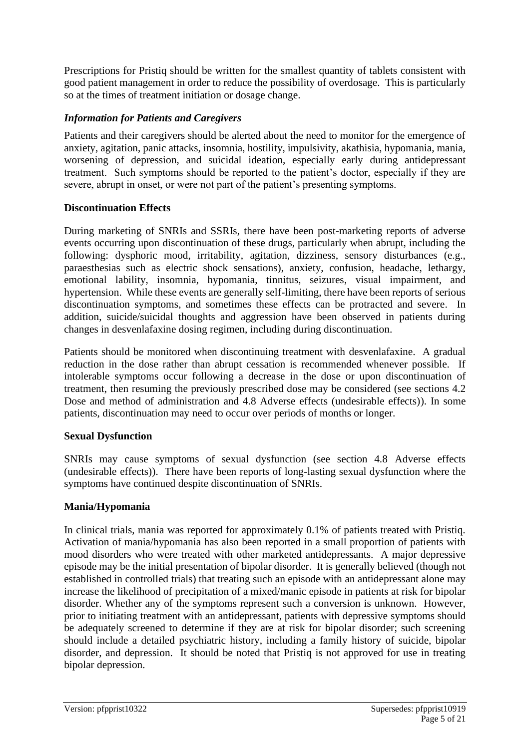Prescriptions for Pristiq should be written for the smallest quantity of tablets consistent with good patient management in order to reduce the possibility of overdosage. This is particularly so at the times of treatment initiation or dosage change.

### *Information for Patients and Caregivers*

Patients and their caregivers should be alerted about the need to monitor for the emergence of anxiety, agitation, panic attacks, insomnia, hostility, impulsivity, akathisia, hypomania, mania, worsening of depression, and suicidal ideation, especially early during antidepressant treatment. Such symptoms should be reported to the patient's doctor, especially if they are severe, abrupt in onset, or were not part of the patient's presenting symptoms.

### **Discontinuation Effects**

During marketing of SNRIs and SSRIs, there have been post-marketing reports of adverse events occurring upon discontinuation of these drugs, particularly when abrupt, including the following: dysphoric mood, irritability, agitation, dizziness, sensory disturbances (e.g., paraesthesias such as electric shock sensations), anxiety, confusion, headache, lethargy, emotional lability, insomnia, hypomania, tinnitus, seizures, visual impairment, and hypertension. While these events are generally self-limiting, there have been reports of serious discontinuation symptoms, and sometimes these effects can be protracted and severe. In addition, suicide/suicidal thoughts and aggression have been observed in patients during changes in desvenlafaxine dosing regimen, including during discontinuation.

Patients should be monitored when discontinuing treatment with desvenlafaxine. A gradual reduction in the dose rather than abrupt cessation is recommended whenever possible. If intolerable symptoms occur following a decrease in the dose or upon discontinuation of treatment, then resuming the previously prescribed dose may be considered (see sections 4.2 Dose and method of administration and 4.8 Adverse effects (undesirable effects)). In some patients, discontinuation may need to occur over periods of months or longer.

### **Sexual Dysfunction**

SNRIs may cause symptoms of sexual dysfunction (see section 4.8 Adverse effects (undesirable effects)). There have been reports of long-lasting sexual dysfunction where the symptoms have continued despite discontinuation of SNRIs.

### **Mania/Hypomania**

In clinical trials, mania was reported for approximately 0.1% of patients treated with Pristiq. Activation of mania/hypomania has also been reported in a small proportion of patients with mood disorders who were treated with other marketed antidepressants. A major depressive episode may be the initial presentation of bipolar disorder. It is generally believed (though not established in controlled trials) that treating such an episode with an antidepressant alone may increase the likelihood of precipitation of a mixed/manic episode in patients at risk for bipolar disorder. Whether any of the symptoms represent such a conversion is unknown. However, prior to initiating treatment with an antidepressant, patients with depressive symptoms should be adequately screened to determine if they are at risk for bipolar disorder; such screening should include a detailed psychiatric history, including a family history of suicide, bipolar disorder, and depression. It should be noted that Pristiq is not approved for use in treating bipolar depression.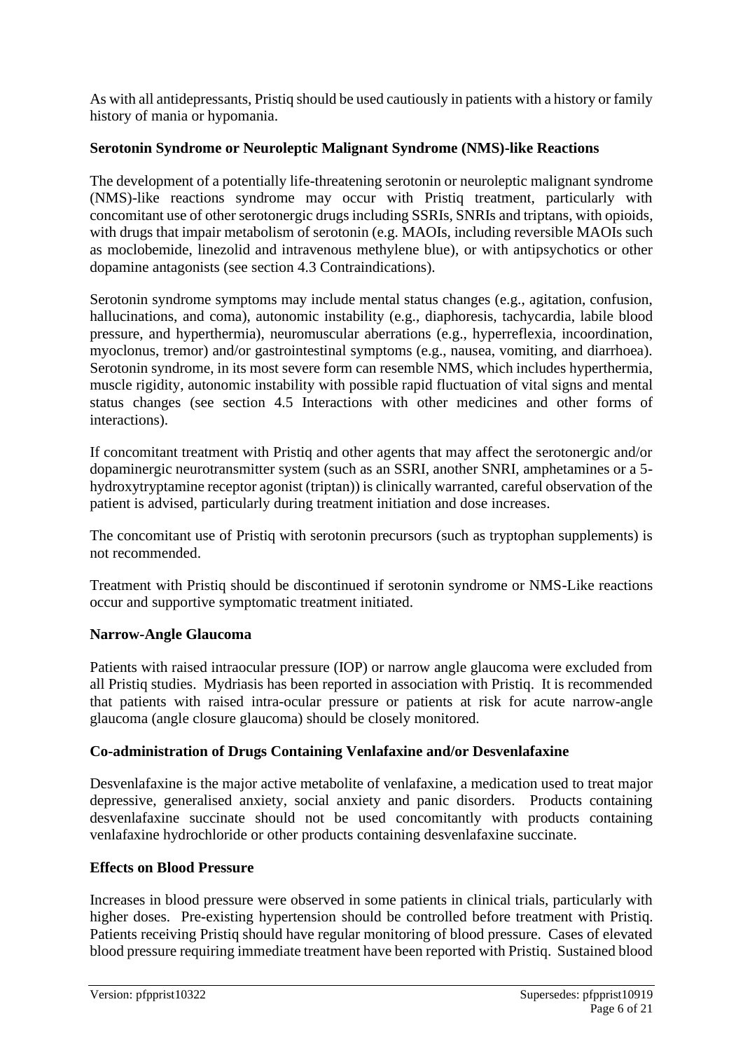As with all antidepressants, Pristiq should be used cautiously in patients with a history or family history of mania or hypomania.

### Serotonin Syndrome or Neuroleptic Malignant Syndrome (NMS)-like Reactions

The development of a potentially life-threatening serotonin or neuroleptic malignant syndrome (NMS)-like reactions syndrome may occur with Pristiq treatment, particularly with concomitant use of other serotonergic drugs including SSRIs, SNRIs and triptans, with opioids, with drugs that impair metabolism of serotonin (e.g. MAOIs, including reversible MAOIs such as moclobemide, linezolid and intravenous methylene blue), or with antipsychotics or other dopamine antagonists (see section 4.3 Contraindications).

Serotonin syndrome symptoms may include mental status changes (e.g., agitation, confusion, hallucinations, and coma), autonomic instability (e.g., diaphoresis, tachycardia, labile blood pressure, and hyperthermia), neuromuscular aberrations (e.g., hyperreflexia, incoordination, myoclonus, tremor) and/or gastrointestinal symptoms (e.g., nausea, vomiting, and diarrhoea). Serotonin syndrome, in its most severe form can resemble NMS, which includes hyperthermia, muscle rigidity, autonomic instability with possible rapid fluctuation of vital signs and mental status changes (see section 4.5 Interactions with other medicines and other forms of interactions).

If concomitant treatment with Pristiq and other agents that may affect the serotonergic and/or dopaminergic neurotransmitter system (such as an SSRI, another SNRI, amphetamines or a 5-hydroxytryptamine receptor agonist (triptan)) is clinically warranted, careful observation of the patient is advised, particularly during treatment initiation and dose increases.

The concomitant use of Pristiq with serotonin precursors (such as tryptophan supplements) is not recommended.

Treatment with Pristiq should be discontinued if serotonin syndrome or NMS-Like reactions occur and supportive symptomatic treatment initiated.

### Narrow-Angle Glaucoma

Patients with raised intraocular pressure (IOP) or narrow angle glaucoma were excluded from all Pristiq studies. Mydriasis has been reported in association with Pristiq. It is recommended that patients with raised intra-ocular pressure or patients at risk for acute narrow-angle glaucoma (angle closure glaucoma) should be closely monitored.

### Co-administration of Drugs Containing Venlafaxine and/or Desvenlafaxine

Desvenlafaxine is the major active metabolite of venlafaxine, a medication used to treat major depressive, generalised anxiety, social anxiety and panic disorders. Products containing desvenlafaxine succinate should not be used concomitantly with products containing venlafaxine hydrochloride or other products containing desvenlafaxine succinate.

### Effects on Blood Pressure

Increases in blood pressure were observed in some patients in clinical trials, particularly with higher doses. Pre-existing hypertension should be controlled before treatment with Pristiq. Patients receiving Pristiq should have regular monitoring of blood pressure. Cases of elevated blood pressure requiring immediate treatment have been reported with Pristiq. Sustained blood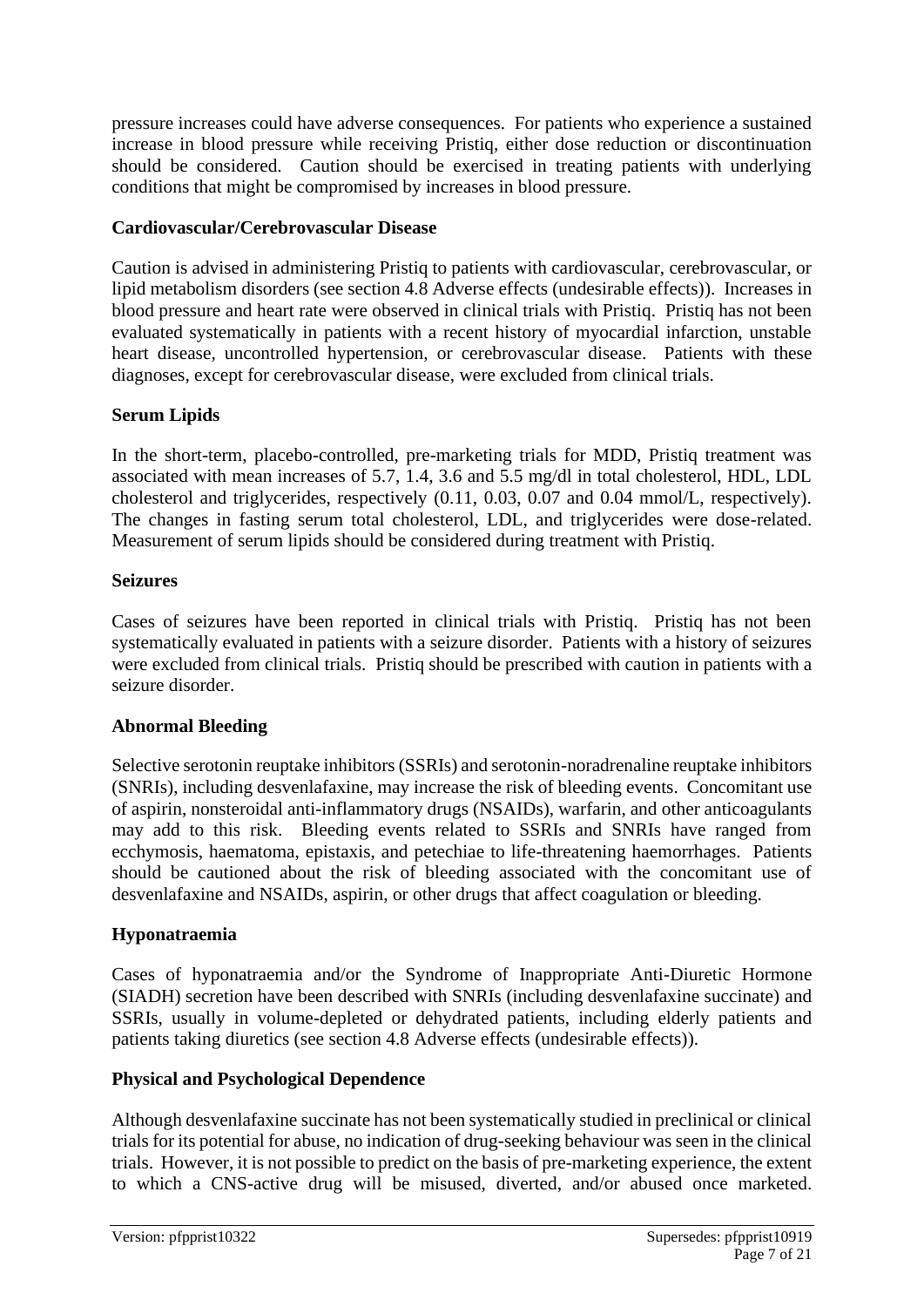pressure increases could have adverse consequences. For patients who experience a sustained increase in blood pressure while receiving Pristiq, either dose reduction or discontinuation should be considered. Caution should be exercised in treating patients with underlying conditions that might be compromised by increases in blood pressure.

**Cardiovascular/Cerebrovascular Disease**

Caution is advised in administering Pristiq to patients with cardiovascular, cerebrovascular, or lipid metabolism disorders (see section 4.8 Adverse effects (undesirable effects)). Increases in blood pressure and heart rate were observed in clinical trials with Pristiq. Pristiq has not been evaluated systematically in patients with a recent history of myocardial infarction, unstable heart disease, uncontrolled hypertension, or cerebrovascular disease. Patients with these diagnoses, except for cerebrovascular disease, were excluded from clinical trials.

**Serum Lipids**

In the short-term, placebo-controlled, pre-marketing trials for MDD, Pristiq treatment was associated with mean increases of 5.7, 1.4, 3.6 and 5.5 mg/dl in total cholesterol, HDL, LDL cholesterol and triglycerides, respectively (0.11, 0.03, 0.07 and 0.04 mmol/L, respectively). The changes in fasting serum total cholesterol, LDL, and triglycerides were dose-related. Measurement of serum lipids should be considered during treatment with Pristiq.

**Seizures**

Cases of seizures have been reported in clinical trials with Pristiq. Pristiq has not been systematically evaluated in patients with a seizure disorder. Patients with a history of seizures were excluded from clinical trials. Pristiq should be prescribed with caution in patients with a seizure disorder.

**Abnormal Bleeding**

Selective serotonin reuptake inhibitors (SSRIs) and serotonin-noradrenaline reuptake inhibitors (SNRIs), including desvenlafaxine, may increase the risk of bleeding events. Concomitant use of aspirin, nonsteroidal anti-inflammatory drugs (NSAIDs), warfarin, and other anticoagulants may add to this risk. Bleeding events related to SSRIs and SNRIs have ranged from ecchymosis, haematoma, epistaxis, and petechiae to life-threatening haemorrhages. Patients should be cautioned about the risk of bleeding associated with the concomitant use of desvenlafaxine and NSAIDs, aspirin, or other drugs that affect coagulation or bleeding.

**Hyponatraemia**

Cases of hyponatraemia and/or the Syndrome of Inappropriate Anti-Diuretic Hormone (SIADH) secretion have been described with SNRIs (including desvenlafaxine succinate) and SSRIs, usually in volume-depleted or dehydrated patients, including elderly patients and patients taking diuretics (see section 4.8 Adverse effects (undesirable effects)).

**Physical and Psychological Dependence**

Although desvenlafaxine succinate has not been systematically studied in preclinical or clinical trials for its potential for abuse, no indication of drug-seeking behaviour was seen in the clinical trials. However, it is not possible to predict on the basis of pre-marketing experience, the extent to which a CNS-active drug will be misused, diverted, and/or abused once marketed.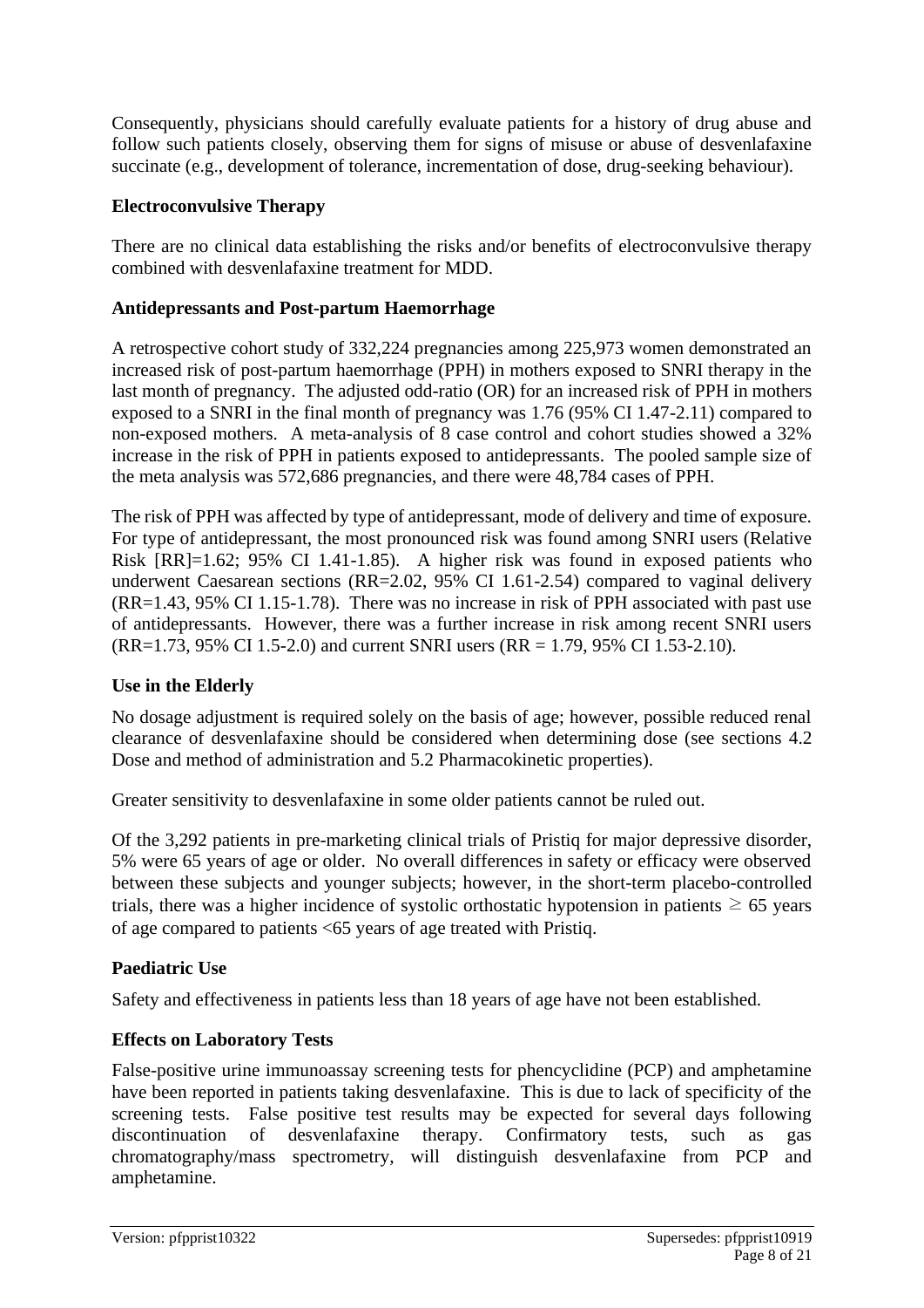Consequently, physicians should carefully evaluate patients for a history of drug abuse and follow such patients closely, observing them for signs of misuse or abuse of desvenlafaxine succinate (e.g., development of tolerance, incrementation of dose, drug-seeking behaviour).

**Electroconvulsive Therapy**

There are no clinical data establishing the risks and/or benefits of electroconvulsive therapy combined with desvenlafaxine treatment for MDD.

**Antidepressants and Post-partum Haemorrhage**

A retrospective cohort study of 332,224 pregnancies among 225,973 women demonstrated an increased risk of post-partum haemorrhage (PPH) in mothers exposed to SNRI therapy in the last month of pregnancy. The adjusted odd-ratio (OR) for an increased risk of PPH in mothers exposed to a SNRI in the final month of pregnancy was 1.76 (95% CI 1.47-2.11) compared to non-exposed mothers. A meta-analysis of 8 case control and cohort studies showed a 32% increase in the risk of PPH in patients exposed to antidepressants. The pooled sample size of the meta analysis was 572,686 pregnancies, and there were 48,784 cases of PPH.

The risk of PPH was affected by type of antidepressant, mode of delivery and time of exposure. For type of antidepressant, the most pronounced risk was found among SNRI users (Relative Risk [RR]=1.62; 95% CI 1.41-1.85). A higher risk was found in exposed patients who underwent Caesarean sections (RR=2.02, 95% CI 1.61-2.54) compared to vaginal delivery (RR=1.43, 95% CI 1.15-1.78). There was no increase in risk of PPH associated with past use of antidepressants. However, there was a further increase in risk among recent SNRI users (RR=1.73, 95% CI 1.5-2.0) and current SNRI users (RR = 1.79, 95% CI 1.53-2.10).

**Use in the Elderly**

No dosage adjustment is required solely on the basis of age; however, possible reduced renal clearance of desvenlafaxine should be considered when determining dose (see sections 4.2 Dose and method of administration and 5.2 Pharmacokinetic properties).

Greater sensitivity to desvenlafaxine in some older patients cannot be ruled out.

Of the 3,292 patients in pre-marketing clinical trials of Pristiq for major depressive disorder, 5% were 65 years of age or older. No overall differences in safety or efficacy were observed between these subjects and younger subjects; however, in the short-term placebo-controlled trials, there was a higher incidence of systolic orthostatic hypotension in patients $\geq$ 65 years of age compared to patients <65 years of age treated with Pristiq.

**Paediatric Use**

Safety and effectiveness in patients less than 18 years of age have not been established.

**Effects on Laboratory Tests**

False-positive urine immunoassay screening tests for phencyclidine (PCP) and amphetamine have been reported in patients taking desvenlafaxine. This is due to lack of specificity of the screening tests. False positive test results may be expected for several days following discontinuation of desvenlafaxine therapy. Confirmatory tests, such as gas chromatography/mass spectrometry, will distinguish desvenlafaxine from PCP and amphetamine.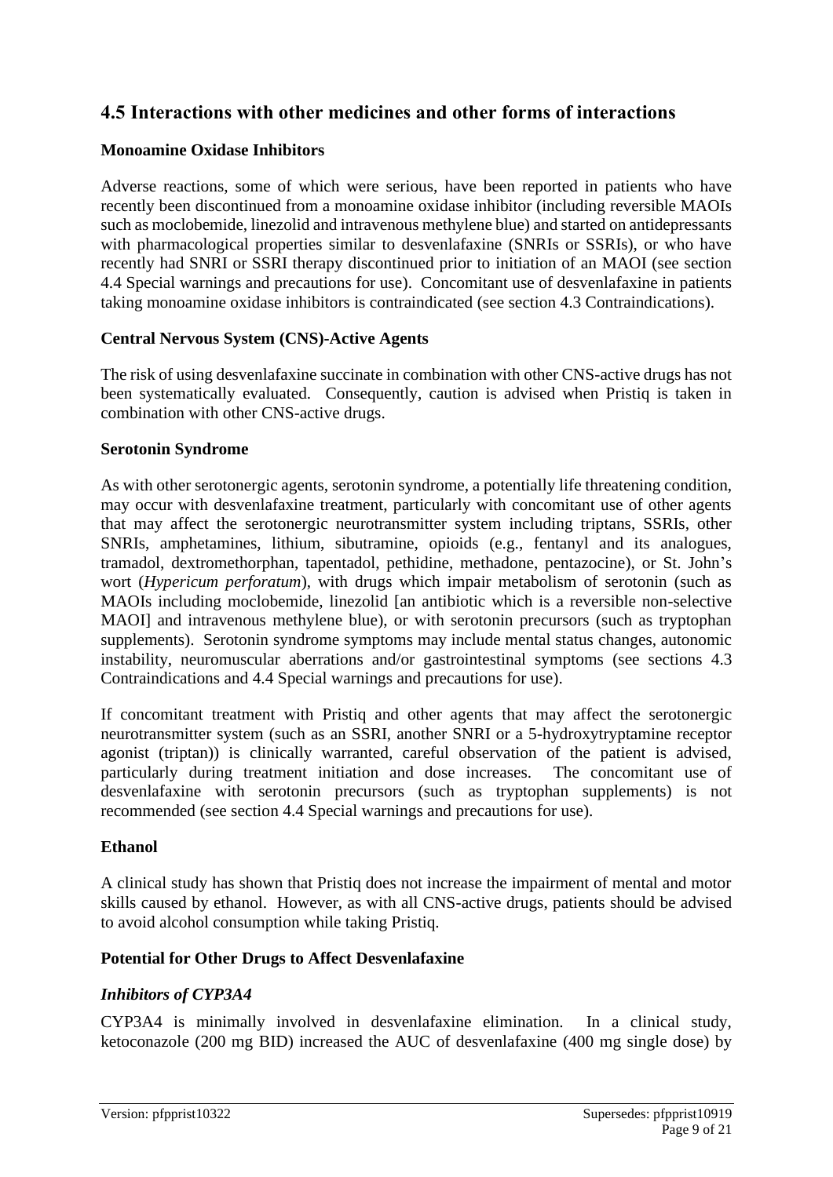## 4.5 Interactions with other medicines and other forms of interactions

### Monoamine Oxidase Inhibitors

Adverse reactions, some of which were serious, have been reported in patients who have recently been discontinued from a monoamine oxidase inhibitor (including reversible MAOIs such as moclobemide, linezolid and intravenous methylene blue) and started on antidepressants with pharmacological properties similar to desvenlafaxine (SNRIs or SSRIs), or who have recently had SNRI or SSRI therapy discontinued prior to initiation of an MAOI (see section 4.4 Special warnings and precautions for use). Concomitant use of desvenlafaxine in patients taking monoamine oxidase inhibitors is contraindicated (see section 4.3 Contraindications).

### Central Nervous System (CNS)-Active Agents

The risk of using desvenlafaxine succinate in combination with other CNS-active drugs has not been systematically evaluated. Consequently, caution is advised when Pristiq is taken in combination with other CNS-active drugs.

### Serotonin Syndrome

As with other serotonergic agents, serotonin syndrome, a potentially life threatening condition, may occur with desvenlafaxine treatment, particularly with concomitant use of other agents that may affect the serotonergic neurotransmitter system including triptans, SSRIs, other SNRIs, amphetamines, lithium, sibutramine, opioids (e.g., fentanyl and its analogues, tramadol, dextromethorphan, tapentadol, pethidine, methadone, pentazocine), or St. John's wort (*Hypericum perforatum*), with drugs which impair metabolism of serotonin (such as MAOIs including moclobemide, linezolid [an antibiotic which is a reversible non-selective MAOI] and intravenous methylene blue), or with serotonin precursors (such as tryptophan supplements). Serotonin syndrome symptoms may include mental status changes, autonomic instability, neuromuscular aberrations and/or gastrointestinal symptoms (see sections 4.3 Contraindications and 4.4 Special warnings and precautions for use).

If concomitant treatment with Pristiq and other agents that may affect the serotonergic neurotransmitter system (such as an SSRI, another SNRI or a 5-hydroxytryptamine receptor agonist (triptan)) is clinically warranted, careful observation of the patient is advised, particularly during treatment initiation and dose increases. The concomitant use of desvenlafaxine with serotonin precursors (such as tryptophan supplements) is not recommended (see section 4.4 Special warnings and precautions for use).

### Ethanol

A clinical study has shown that Pristiq does not increase the impairment of mental and motor skills caused by ethanol. However, as with all CNS-active drugs, patients should be advised to avoid alcohol consumption while taking Pristiq.

### Potential for Other Drugs to Affect Desvenlafaxine

#### *Inhibitors of CYP3A4*

CYP3A4 is minimally involved in desvenlafaxine elimination. In a clinical study, ketoconazole (200 mg BID) increased the AUC of desvenlafaxine (400 mg single dose) by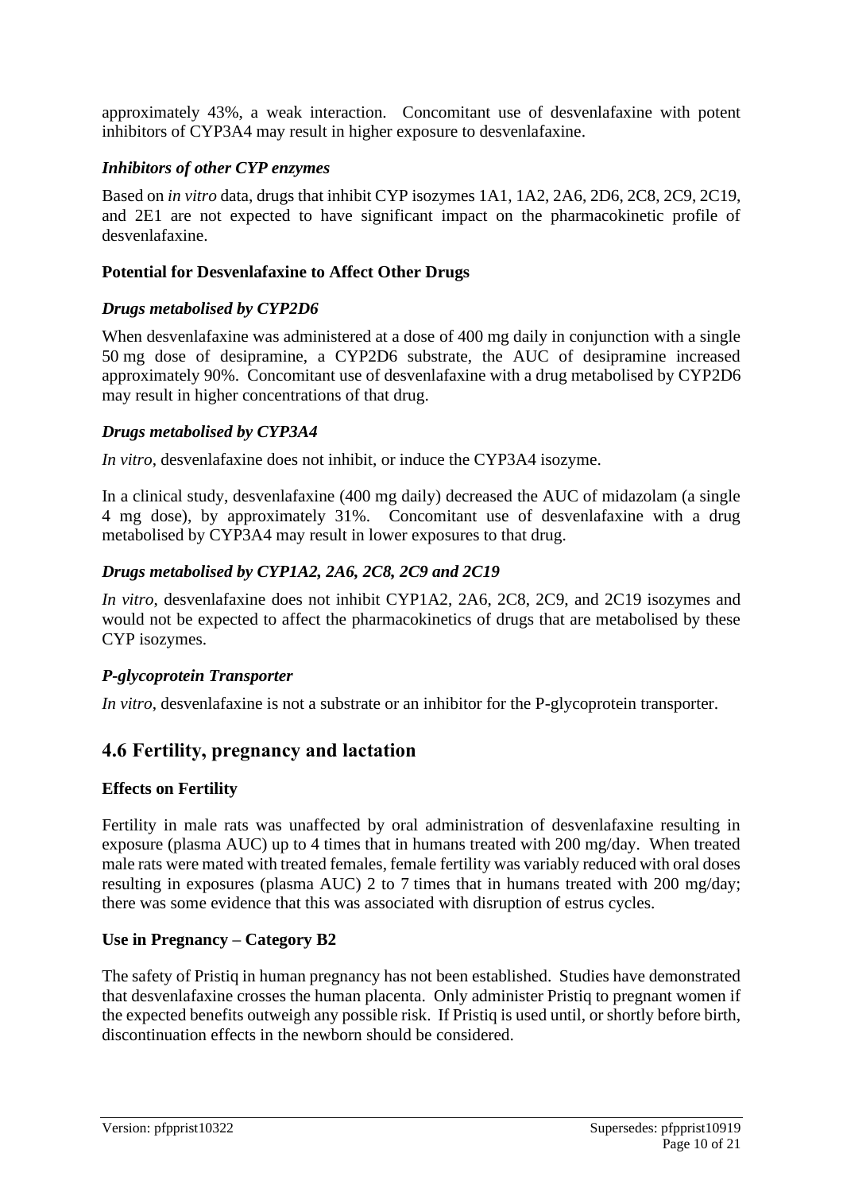approximately 43%, a weak interaction. Concomitant use of desvenlafaxine with potent inhibitors of CYP3A4 may result in higher exposure to desvenlafaxine.

### *Inhibitors of other CYP enzymes*

Based on *in vitro* data, drugs that inhibit CYP isozymes 1A1, 1A2, 2A6, 2D6, 2C8, 2C9, 2C19, and 2E1 are not expected to have significant impact on the pharmacokinetic profile of desvenlafaxine.

### **Potential for Desvenlafaxine to Affect Other Drugs**

### *Drugs metabolised by CYP2D6*

When desvenlafaxine was administered at a dose of 400 mg daily in conjunction with a single 50 mg dose of desipramine, a CYP2D6 substrate, the AUC of desipramine increased approximately 90%. Concomitant use of desvenlafaxine with a drug metabolised by CYP2D6 may result in higher concentrations of that drug.

### *Drugs metabolised by CYP3A4*

*In vitro*, desvenlafaxine does not inhibit, or induce the CYP3A4 isozyme.

In a clinical study, desvenlafaxine (400 mg daily) decreased the AUC of midazolam (a single 4 mg dose), by approximately 31%. Concomitant use of desvenlafaxine with a drug metabolised by CYP3A4 may result in lower exposures to that drug.

### *Drugs metabolised by CYP1A2, 2A6, 2C8, 2C9 and 2C19*

*In vitro*, desvenlafaxine does not inhibit CYP1A2, 2A6, 2C8, 2C9, and 2C19 isozymes and would not be expected to affect the pharmacokinetics of drugs that are metabolised by these CYP isozymes.

### *P-glycoprotein Transporter*

*In vitro*, desvenlafaxine is not a substrate or an inhibitor for the P-glycoprotein transporter.

## 4.6 Fertility, pregnancy and lactation

### **Effects on Fertility**

Fertility in male rats was unaffected by oral administration of desvenlafaxine resulting in exposure (plasma AUC) up to 4 times that in humans treated with 200 mg/day. When treated male rats were mated with treated females, female fertility was variably reduced with oral doses resulting in exposures (plasma AUC) 2 to 7 times that in humans treated with 200 mg/day; there was some evidence that this was associated with disruption of estrus cycles.

### **Use in Pregnancy – Category B2**

The safety of Pristiq in human pregnancy has not been established. Studies have demonstrated that desvenlafaxine crosses the human placenta. Only administer Pristiq to pregnant women if the expected benefits outweigh any possible risk. If Pristiq is used until, or shortly before birth, discontinuation effects in the newborn should be considered.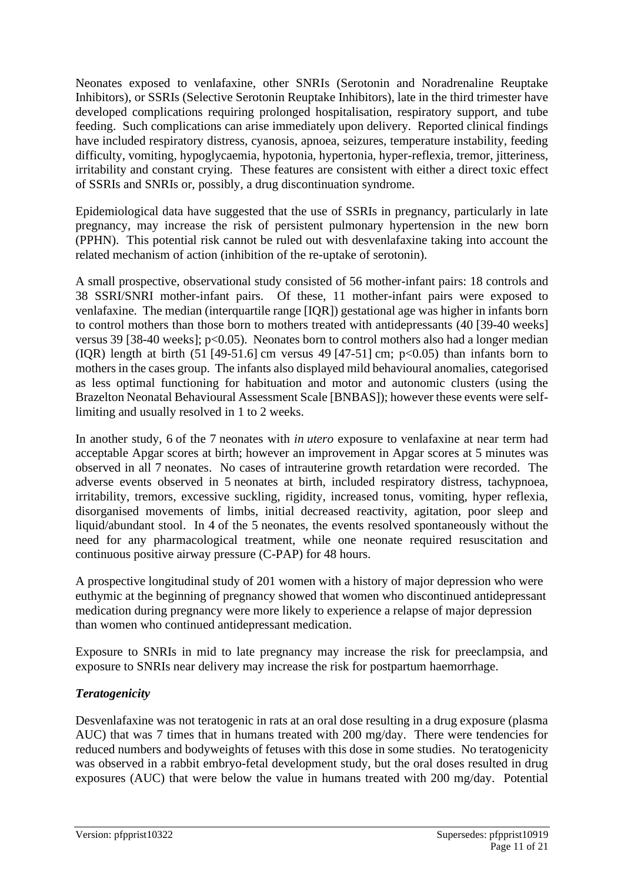Neonates exposed to venlafaxine, other SNRIs (Serotonin and Noradrenaline Reuptake Inhibitors), or SSRIs (Selective Serotonin Reuptake Inhibitors), late in the third trimester have developed complications requiring prolonged hospitalisation, respiratory support, and tube feeding. Such complications can arise immediately upon delivery. Reported clinical findings have included respiratory distress, cyanosis, apnoea, seizures, temperature instability, feeding difficulty, vomiting, hypoglycaemia, hypotonia, hypertonia, hyper-reflexia, tremor, jitteriness, irritability and constant crying. These features are consistent with either a direct toxic effect of SSRIs and SNRIs or, possibly, a drug discontinuation syndrome.

Epidemiological data have suggested that the use of SSRIs in pregnancy, particularly in late pregnancy, may increase the risk of persistent pulmonary hypertension in the new born (PPHN). This potential risk cannot be ruled out with desvenlafaxine taking into account the related mechanism of action (inhibition of the re-uptake of serotonin).

A small prospective, observational study consisted of 56 mother-infant pairs: 18 controls and 38 SSRI/SNRI mother-infant pairs. Of these, 11 mother-infant pairs were exposed to venlafaxine. The median (interquartile range [IQR]) gestational age was higher in infants born to control mothers than those born to mothers treated with antidepressants (40 [39-40 weeks] versus 39 [38-40 weeks]; $p<0.05$). Neonates born to control mothers also had a longer median (IQR) length at birth (51 [49-51.6] cm versus 49 [47-51] cm; $p<0.05$) than infants born to mothers in the cases group. The infants also displayed mild behavioural anomalies, categorised as less optimal functioning for habituation and motor and autonomic clusters (using the Brazelton Neonatal Behavioural Assessment Scale [BNBAS]); however these events were self-limiting and usually resolved in 1 to 2 weeks.

In another study, 6 of the 7 neonates with *in utero* exposure to venlafaxine at near term had acceptable Apgar scores at birth; however an improvement in Apgar scores at 5 minutes was observed in all 7 neonates. No cases of intrauterine growth retardation were recorded. The adverse events observed in 5 neonates at birth, included respiratory distress, tachypnoea, irritability, tremors, excessive suckling, rigidity, increased tonus, vomiting, hyper reflexia, disorganised movements of limbs, initial decreased reactivity, agitation, poor sleep and liquid/abundant stool. In 4 of the 5 neonates, the events resolved spontaneously without the need for any pharmacological treatment, while one neonate required resuscitation and continuous positive airway pressure (C-PAP) for 48 hours.

A prospective longitudinal study of 201 women with a history of major depression who were euthymic at the beginning of pregnancy showed that women who discontinued antidepressant medication during pregnancy were more likely to experience a relapse of major depression than women who continued antidepressant medication.

Exposure to SNRIs in mid to late pregnancy may increase the risk for preeclampsia, and exposure to SNRIs near delivery may increase the risk for postpartum haemorrhage.

### *Teratogenicity*

Desvenlafaxine was not teratogenic in rats at an oral dose resulting in a drug exposure (plasma AUC) that was 7 times that in humans treated with 200 mg/day. There were tendencies for reduced numbers and bodyweights of fetuses with this dose in some studies. No teratogenicity was observed in a rabbit embryo-fetal development study, but the oral doses resulted in drug exposures (AUC) that were below the value in humans treated with 200 mg/day. Potential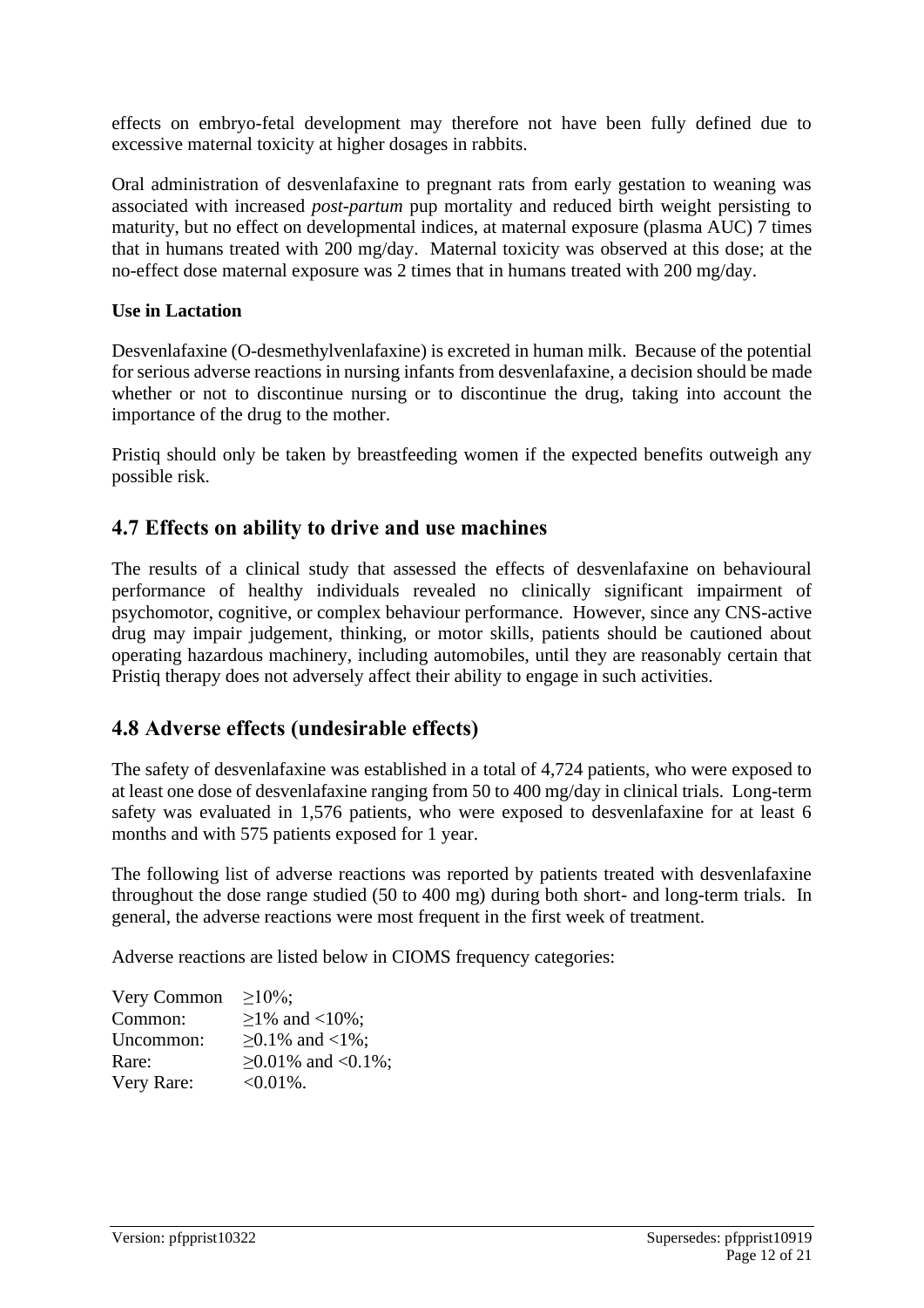effects on embryo-fetal development may therefore not have been fully defined due to excessive maternal toxicity at higher dosages in rabbits.

Oral administration of desvenlafaxine to pregnant rats from early gestation to weaning was associated with increased *post-partum* pup mortality and reduced birth weight persisting to maturity, but no effect on developmental indices, at maternal exposure (plasma AUC) 7 times that in humans treated with 200 mg/day. Maternal toxicity was observed at this dose; at the no-effect dose maternal exposure was 2 times that in humans treated with 200 mg/day.

**Use in Lactation**

Desvenlafaxine (O-desmethylvenlafaxine) is excreted in human milk. Because of the potential for serious adverse reactions in nursing infants from desvenlafaxine, a decision should be made whether or not to discontinue nursing or to discontinue the drug, taking into account the importance of the drug to the mother.

Pristiq should only be taken by breastfeeding women if the expected benefits outweigh any possible risk.

## 4.7 Effects on ability to drive and use machines

The results of a clinical study that assessed the effects of desvenlafaxine on behavioural performance of healthy individuals revealed no clinically significant impairment of psychomotor, cognitive, or complex behaviour performance. However, since any CNS-active drug may impair judgement, thinking, or motor skills, patients should be cautioned about operating hazardous machinery, including automobiles, until they are reasonably certain that Pristiq therapy does not adversely affect their ability to engage in such activities.

## 4.8 Adverse effects (undesirable effects)

The safety of desvenlafaxine was established in a total of 4,724 patients, who were exposed to at least one dose of desvenlafaxine ranging from 50 to 400 mg/day in clinical trials. Long-term safety was evaluated in 1,576 patients, who were exposed to desvenlafaxine for at least 6 months and with 575 patients exposed for 1 year.

The following list of adverse reactions was reported by patients treated with desvenlafaxine throughout the dose range studied (50 to 400 mg) during both short- and long-term trials. In general, the adverse reactions were most frequent in the first week of treatment.

Adverse reactions are listed below in CIOMS frequency categories:

Very Common ≥10%;
Common: ≥1% and <10%;
Uncommon: ≥0.1% and <1%;
Rare: ≥0.01% and <0.1%;
Very Rare: <0.01%.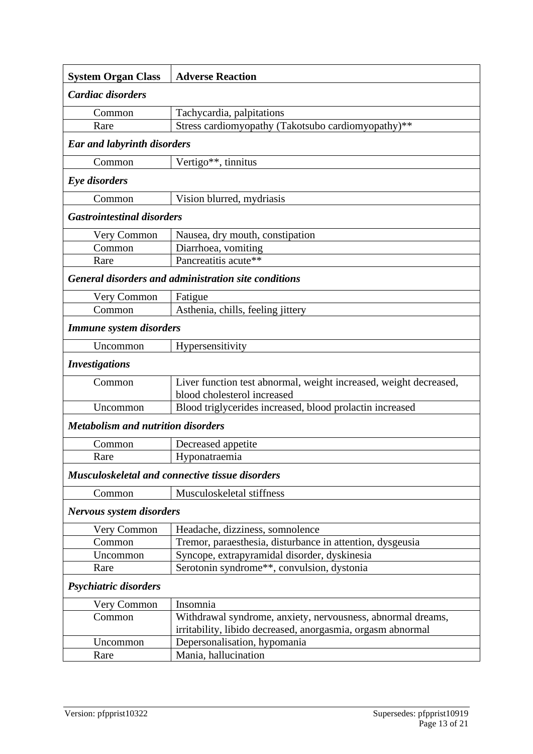| System Organ Class | Adverse Reaction |
|---|---|
| ***Cardiac disorders*** | |
| Common | Tachycardia, palpitations |
| Rare | Stress cardiomyopathy (Takotsubo cardiomyopathy)** |
| ***Ear and labyrinth disorders*** | |
| Common | Vertigo**, tinnitus |
| ***Eye disorders*** | |
| Common | Vision blurred, mydriasis |
| ***Gastrointestinal disorders*** | |
| Very Common | Nausea, dry mouth, constipation |
| Common | Diarrhoea, vomiting |
| Rare | Pancreatitis acute** |
| ***General disorders and administration site conditions*** | |
| Very Common | Fatigue |
| Common | Asthenia, chills, feeling jittery |
| ***Immune system disorders*** | |
| Uncommon | Hypersensitivity |
| ***Investigations*** | |
| Common | Liver function test abnormal, weight increased, weight decreased, blood cholesterol increased |
| Uncommon | Blood triglycerides increased, blood prolactin increased |
| ***Metabolism and nutrition disorders*** | |
| Common | Decreased appetite |
| Rare | Hyponatraemia |
| ***Musculoskeletal and connective tissue disorders*** | |
| Common | Musculoskeletal stiffness |
| ***Nervous system disorders*** | |
| Very Common | Headache, dizziness, somnolence |
| Common | Tremor, paraesthesia, disturbance in attention, dysgeusia |
| Uncommon | Syncope, extrapyramidal disorder, dyskinesia |
| Rare | Serotonin syndrome**, convulsion, dystonia |
| ***Psychiatric disorders*** | |
| Very Common | Insomnia |
| Common | Withdrawal syndrome, anxiety, nervousness, abnormal dreams, irritability, libido decreased, anorgasmia, orgasm abnormal |
| Uncommon | Depersonalisation, hypomania |
| Rare | Mania, hallucination |

Version: pfpprist10322 Supersedes: pfpprist10919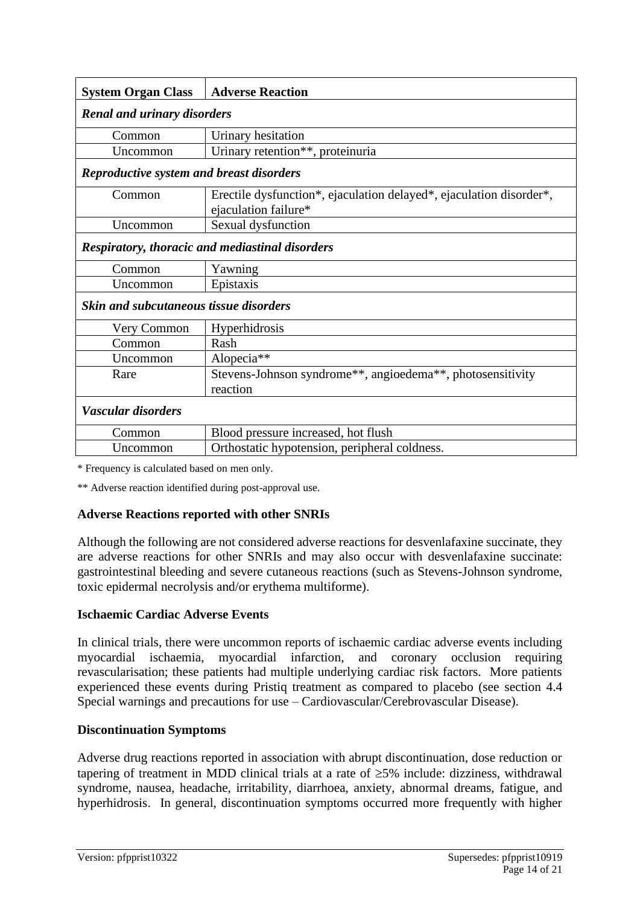| System Organ Class | Adverse Reaction |
|---|---|
| ***Renal and urinary disorders*** | |
| Common | Urinary hesitation |
| Uncommon | Urinary retention**, proteinuria |
| ***Reproductive system and breast disorders*** | |
| Common | Erectile dysfunction*, ejaculation delayed*, ejaculation disorder*, ejaculation failure* |
| Uncommon | Sexual dysfunction |
| ***Respiratory, thoracic and mediastinal disorders*** | |
| Common | Yawning |
| Uncommon | Epistaxis |
| ***Skin and subcutaneous tissue disorders*** | |
| Very Common | Hyperhidrosis |
| Common | Rash |
| Uncommon | Alopecia** |
| Rare | Stevens-Johnson syndrome**, angioedema**, photosensitivity reaction |
| ***Vascular disorders*** | |
| Common | Blood pressure increased, hot flush |
| Uncommon | Orthostatic hypotension, peripheral coldness. |

* Frequency is calculated based on men only.

** Adverse reaction identified during post-approval use.

**Adverse Reactions reported with other SNRIs**

Although the following are not considered adverse reactions for desvenlafaxine succinate, they are adverse reactions for other SNRIs and may also occur with desvenlafaxine succinate: gastrointestinal bleeding and severe cutaneous reactions (such as Stevens-Johnson syndrome, toxic epidermal necrolysis and/or erythema multiforme).

**Ischaemic Cardiac Adverse Events**

In clinical trials, there were uncommon reports of ischaemic cardiac adverse events including myocardial ischaemia, myocardial infarction, and coronary occlusion requiring revascularisation; these patients had multiple underlying cardiac risk factors. More patients experienced these events during Pristiq treatment as compared to placebo (see section 4.4 Special warnings and precautions for use – Cardiovascular/Cerebrovascular Disease).

**Discontinuation Symptoms**

Adverse drug reactions reported in association with abrupt discontinuation, dose reduction or tapering of treatment in MDD clinical trials at a rate of ≥5% include: dizziness, withdrawal syndrome, nausea, headache, irritability, diarrhoea, anxiety, abnormal dreams, fatigue, and hyperhidrosis. In general, discontinuation symptoms occurred more frequently with higher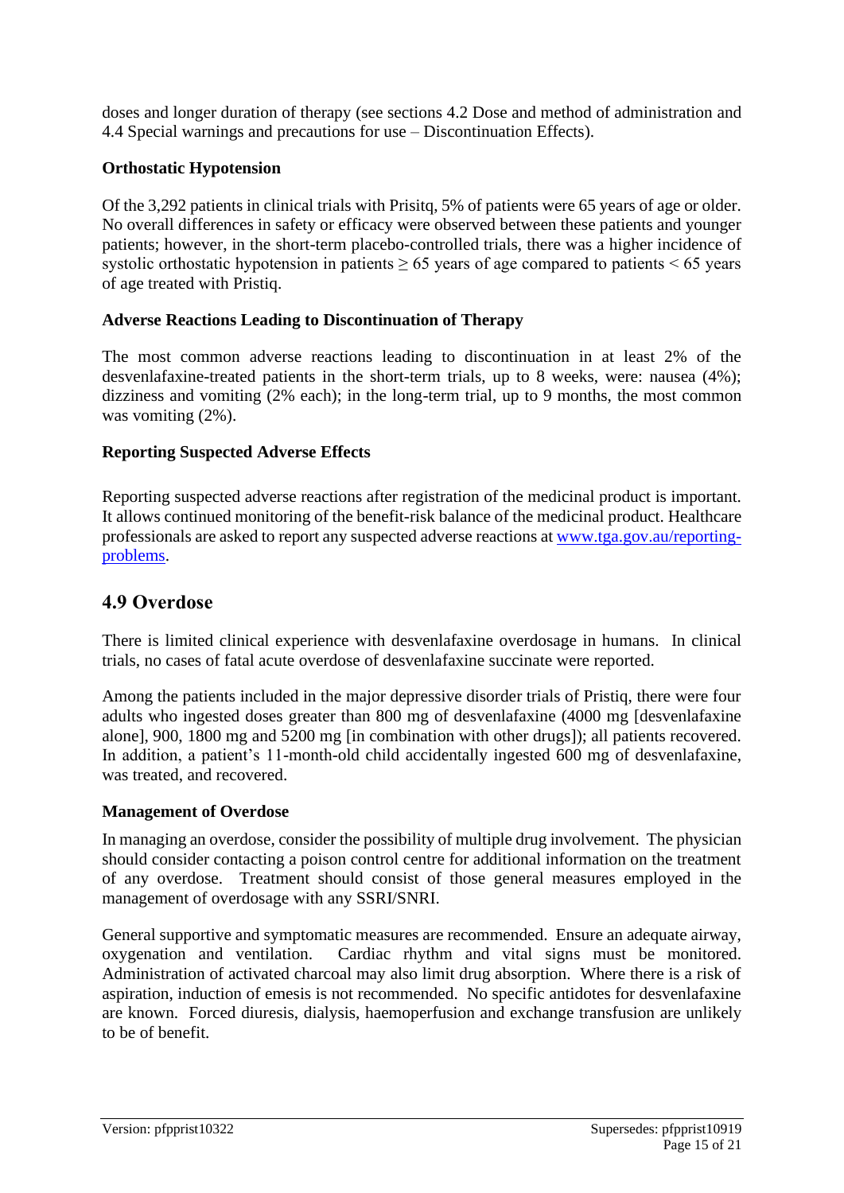doses and longer duration of therapy (see sections 4.2 Dose and method of administration and 4.4 Special warnings and precautions for use – Discontinuation Effects).

**Orthostatic Hypotension**

Of the 3,292 patients in clinical trials with Prisitq, 5% of patients were 65 years of age or older. No overall differences in safety or efficacy were observed between these patients and younger patients; however, in the short-term placebo-controlled trials, there was a higher incidence of systolic orthostatic hypotension in patients ≥ 65 years of age compared to patients < 65 years of age treated with Pristiq.

**Adverse Reactions Leading to Discontinuation of Therapy**

The most common adverse reactions leading to discontinuation in at least 2% of the desvenlafaxine-treated patients in the short-term trials, up to 8 weeks, were: nausea (4%); dizziness and vomiting (2% each); in the long-term trial, up to 9 months, the most common was vomiting (2%).

**Reporting Suspected Adverse Effects**

Reporting suspected adverse reactions after registration of the medicinal product is important. It allows continued monitoring of the benefit-risk balance of the medicinal product. Healthcare professionals are asked to report any suspected adverse reactions at [www.tga.gov.au/reporting-problems](http://www.tga.gov.au/reporting-problems).

## 4.9 Overdose

There is limited clinical experience with desvenlafaxine overdosage in humans. In clinical trials, no cases of fatal acute overdose of desvenlafaxine succinate were reported.

Among the patients included in the major depressive disorder trials of Pristiq, there were four adults who ingested doses greater than 800 mg of desvenlafaxine (4000 mg [desvenlafaxine alone], 900, 1800 mg and 5200 mg [in combination with other drugs]); all patients recovered. In addition, a patient's 11-month-old child accidentally ingested 600 mg of desvenlafaxine, was treated, and recovered.

**Management of Overdose**

In managing an overdose, consider the possibility of multiple drug involvement. The physician should consider contacting a poison control centre for additional information on the treatment of any overdose. Treatment should consist of those general measures employed in the management of overdosage with any SSRI/SNRI.

General supportive and symptomatic measures are recommended. Ensure an adequate airway, oxygenation and ventilation. Cardiac rhythm and vital signs must be monitored. Administration of activated charcoal may also limit drug absorption. Where there is a risk of aspiration, induction of emesis is not recommended. No specific antidotes for desvenlafaxine are known. Forced diuresis, dialysis, haemoperfusion and exchange transfusion are unlikely to be of benefit.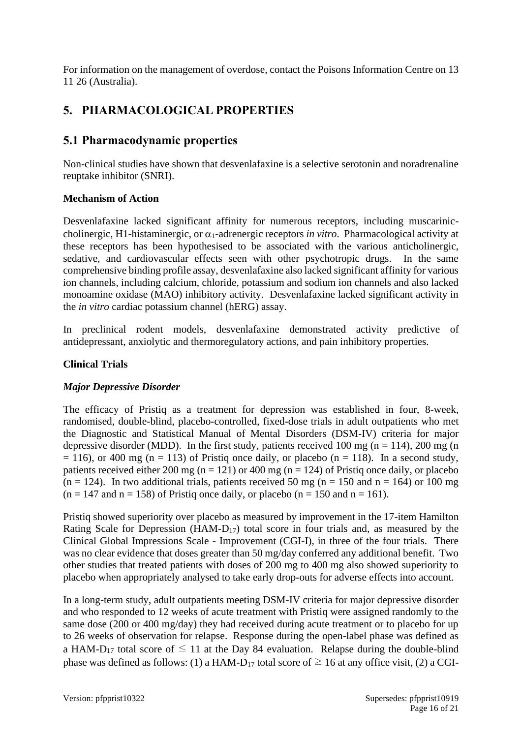For information on the management of overdose, contact the Poisons Information Centre on 13 11 26 (Australia).

# 5. PHARMACOLOGICAL PROPERTIES

## 5.1 Pharmacodynamic properties

Non-clinical studies have shown that desvenlafaxine is a selective serotonin and noradrenaline reuptake inhibitor (SNRI).

**Mechanism of Action**

Desvenlafaxine lacked significant affinity for numerous receptors, including muscarinic-cholinergic, H1-histaminergic, or $\alpha_1$-adrenergic receptors *in vitro*. Pharmacological activity at these receptors has been hypothesised to be associated with the various anticholinergic, sedative, and cardiovascular effects seen with other psychotropic drugs. In the same comprehensive binding profile assay, desvenlafaxine also lacked significant affinity for various ion channels, including calcium, chloride, potassium and sodium ion channels and also lacked monoamine oxidase (MAO) inhibitory activity. Desvenlafaxine lacked significant activity in the *in vitro* cardiac potassium channel (hERG) assay.

In preclinical rodent models, desvenlafaxine demonstrated activity predictive of antidepressant, anxiolytic and thermoregulatory actions, and pain inhibitory properties.

**Clinical Trials**

***Major Depressive Disorder***

The efficacy of Pristiq as a treatment for depression was established in four, 8-week, randomised, double-blind, placebo-controlled, fixed-dose trials in adult outpatients who met the Diagnostic and Statistical Manual of Mental Disorders (DSM-IV) criteria for major depressive disorder (MDD). In the first study, patients received 100 mg (n = 114), 200 mg (n = 116), or 400 mg (n = 113) of Pristiq once daily, or placebo (n = 118). In a second study, patients received either 200 mg (n = 121) or 400 mg (n = 124) of Pristiq once daily, or placebo (n = 124). In two additional trials, patients received 50 mg (n = 150 and n = 164) or 100 mg (n = 147 and n = 158) of Pristiq once daily, or placebo (n = 150 and n = 161).

Pristiq showed superiority over placebo as measured by improvement in the 17-item Hamilton Rating Scale for Depression ($HAM\text{-}D_{17}$) total score in four trials and, as measured by the Clinical Global Impressions Scale - Improvement (CGI-I), in three of the four trials. There was no clear evidence that doses greater than 50 mg/day conferred any additional benefit. Two other studies that treated patients with doses of 200 mg to 400 mg also showed superiority to placebo when appropriately analysed to take early drop-outs for adverse effects into account.

In a long-term study, adult outpatients meeting DSM-IV criteria for major depressive disorder and who responded to 12 weeks of acute treatment with Pristiq were assigned randomly to the same dose (200 or 400 mg/day) they had received during acute treatment or to placebo for up to 26 weeks of observation for relapse. Response during the open-label phase was defined as a $HAM\text{-}D_{17}$ total score of $\leq 11$ at the Day 84 evaluation. Relapse during the double-blind phase was defined as follows: (1) a $HAM\text{-}D_{17}$ total score of $\geq 16$ at any office visit, (2) a CGI-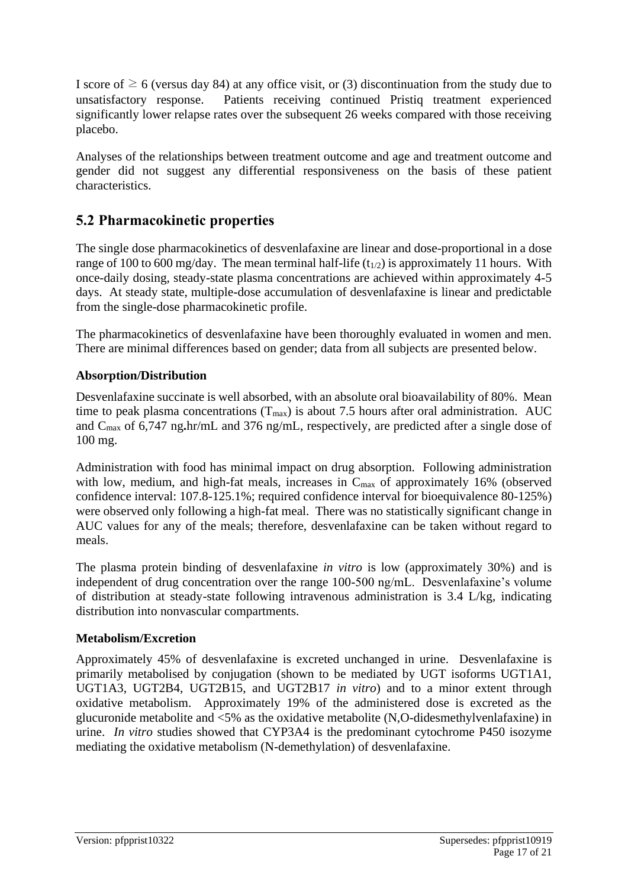I score of $\geq$ 6 (versus day 84) at any office visit, or (3) discontinuation from the study due to unsatisfactory response. Patients receiving continued Pristiq treatment experienced significantly lower relapse rates over the subsequent 26 weeks compared with those receiving placebo.

Analyses of the relationships between treatment outcome and age and treatment outcome and gender did not suggest any differential responsiveness on the basis of these patient characteristics.

## 5.2 Pharmacokinetic properties

The single dose pharmacokinetics of desvenlafaxine are linear and dose-proportional in a dose range of 100 to 600 mg/day. The mean terminal half-life ($t_{1/2}$) is approximately 11 hours. With once-daily dosing, steady-state plasma concentrations are achieved within approximately 4-5 days. At steady state, multiple-dose accumulation of desvenlafaxine is linear and predictable from the single-dose pharmacokinetic profile.

The pharmacokinetics of desvenlafaxine have been thoroughly evaluated in women and men. There are minimal differences based on gender; data from all subjects are presented below.

### Absorption/Distribution

Desvenlafaxine succinate is well absorbed, with an absolute oral bioavailability of 80%. Mean time to peak plasma concentrations ($T_{max}$) is about 7.5 hours after oral administration. AUC and $C_{max}$ of 6,747 ng.hr/mL and 376 ng/mL, respectively, are predicted after a single dose of 100 mg.

Administration with food has minimal impact on drug absorption. Following administration with low, medium, and high-fat meals, increases in $C_{max}$ of approximately 16% (observed confidence interval: 107.8-125.1%; required confidence interval for bioequivalence 80-125%) were observed only following a high-fat meal. There was no statistically significant change in AUC values for any of the meals; therefore, desvenlafaxine can be taken without regard to meals.

The plasma protein binding of desvenlafaxine *in vitro* is low (approximately 30%) and is independent of drug concentration over the range 100-500 ng/mL. Desvenlafaxine's volume of distribution at steady-state following intravenous administration is 3.4 L/kg, indicating distribution into nonvascular compartments.

### Metabolism/Excretion

Approximately 45% of desvenlafaxine is excreted unchanged in urine. Desvenlafaxine is primarily metabolised by conjugation (shown to be mediated by UGT isoforms UGT1A1, UGT1A3, UGT2B4, UGT2B15, and UGT2B17 *in vitro*) and to a minor extent through oxidative metabolism. Approximately 19% of the administered dose is excreted as the glucuronide metabolite and <5% as the oxidative metabolite (N,O-didesmethylvenlafaxine) in urine. *In vitro* studies showed that CYP3A4 is the predominant cytochrome P450 isozyme mediating the oxidative metabolism (N-demethylation) of desvenlafaxine.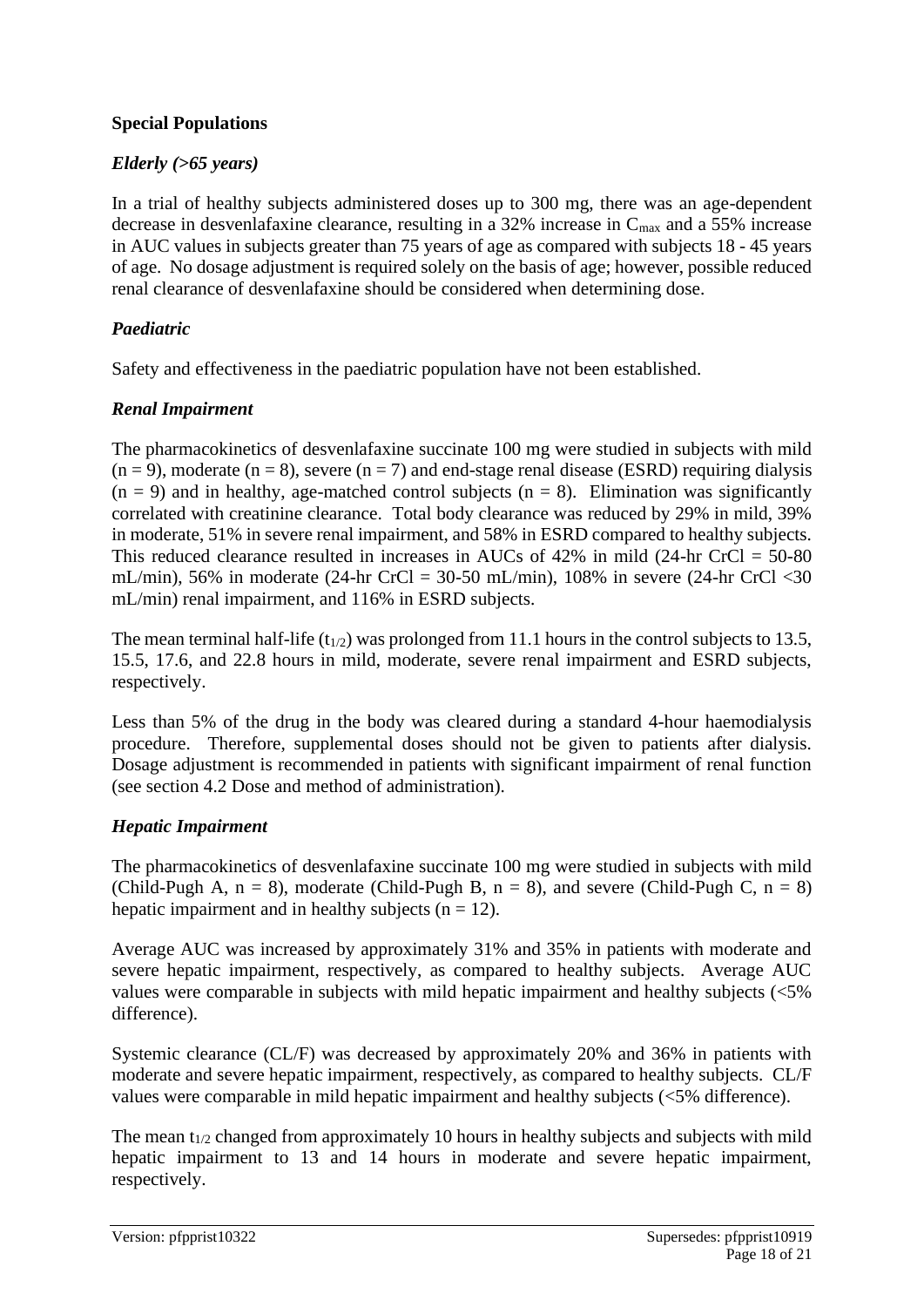### Special Populations

#### *Elderly (>65 years)*

In a trial of healthy subjects administered doses up to 300 mg, there was an age-dependent decrease in desvenlafaxine clearance, resulting in a 32% increase in $C_{max}$ and a 55% increase in AUC values in subjects greater than 75 years of age as compared with subjects 18 - 45 years of age. No dosage adjustment is required solely on the basis of age; however, possible reduced renal clearance of desvenlafaxine should be considered when determining dose.

#### *Paediatric*

Safety and effectiveness in the paediatric population have not been established.

#### *Renal Impairment*

The pharmacokinetics of desvenlafaxine succinate 100 mg were studied in subjects with mild (n = 9), moderate (n = 8), severe (n = 7) and end-stage renal disease (ESRD) requiring dialysis (n = 9) and in healthy, age-matched control subjects (n = 8). Elimination was significantly correlated with creatinine clearance. Total body clearance was reduced by 29% in mild, 39% in moderate, 51% in severe renal impairment, and 58% in ESRD compared to healthy subjects. This reduced clearance resulted in increases in AUCs of 42% in mild (24-hr CrCl = 50-80 mL/min), 56% in moderate (24-hr CrCl = 30-50 mL/min), 108% in severe (24-hr CrCl <30 mL/min) renal impairment, and 116% in ESRD subjects.

The mean terminal half-life ($t_{1/2}$) was prolonged from 11.1 hours in the control subjects to 13.5, 15.5, 17.6, and 22.8 hours in mild, moderate, severe renal impairment and ESRD subjects, respectively.

Less than 5% of the drug in the body was cleared during a standard 4-hour haemodialysis procedure. Therefore, supplemental doses should not be given to patients after dialysis. Dosage adjustment is recommended in patients with significant impairment of renal function (see section 4.2 Dose and method of administration).

#### *Hepatic Impairment*

The pharmacokinetics of desvenlafaxine succinate 100 mg were studied in subjects with mild (Child-Pugh A, n = 8), moderate (Child-Pugh B, n = 8), and severe (Child-Pugh C, n = 8) hepatic impairment and in healthy subjects (n = 12).

Average AUC was increased by approximately 31% and 35% in patients with moderate and severe hepatic impairment, respectively, as compared to healthy subjects. Average AUC values were comparable in subjects with mild hepatic impairment and healthy subjects (<5% difference).

Systemic clearance (CL/F) was decreased by approximately 20% and 36% in patients with moderate and severe hepatic impairment, respectively, as compared to healthy subjects. CL/F values were comparable in mild hepatic impairment and healthy subjects (<5% difference).

The mean $t_{1/2}$ changed from approximately 10 hours in healthy subjects and subjects with mild hepatic impairment to 13 and 14 hours in moderate and severe hepatic impairment, respectively.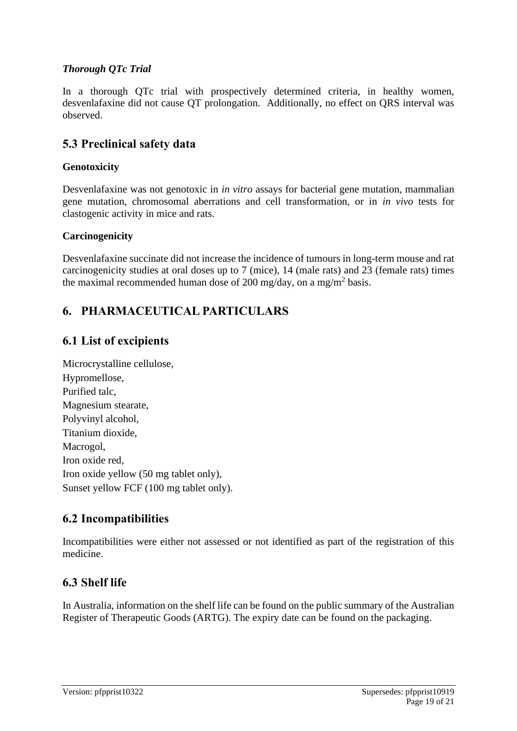#### *Thorough QTc Trial*

In a thorough QTc trial with prospectively determined criteria, in healthy women, desvenlafaxine did not cause QT prolongation. Additionally, no effect on QRS interval was observed.

## 5.3 Preclinical safety data

**Genotoxicity**

Desvenlafaxine was not genotoxic in *in vitro* assays for bacterial gene mutation, mammalian gene mutation, chromosomal aberrations and cell transformation, or in *in vivo* tests for clastogenic activity in mice and rats.

**Carcinogenicity**

Desvenlafaxine succinate did not increase the incidence of tumours in long-term mouse and rat carcinogenicity studies at oral doses up to 7 (mice), 14 (male rats) and 23 (female rats) times the maximal recommended human dose of 200 mg/day, on a $mg/m^2$ basis.

# 6. PHARMACEUTICAL PARTICULARS

## 6.1 List of excipients

Microcrystalline cellulose,
Hypromellose,
Purified talc,
Magnesium stearate,
Polyvinyl alcohol,
Titanium dioxide,
Macrogol,
Iron oxide red,
Iron oxide yellow (50 mg tablet only),
Sunset yellow FCF (100 mg tablet only).

## 6.2 Incompatibilities

Incompatibilities were either not assessed or not identified as part of the registration of this medicine.

## 6.3 Shelf life

In Australia, information on the shelf life can be found on the public summary of the Australian Register of Therapeutic Goods (ARTG). The expiry date can be found on the packaging.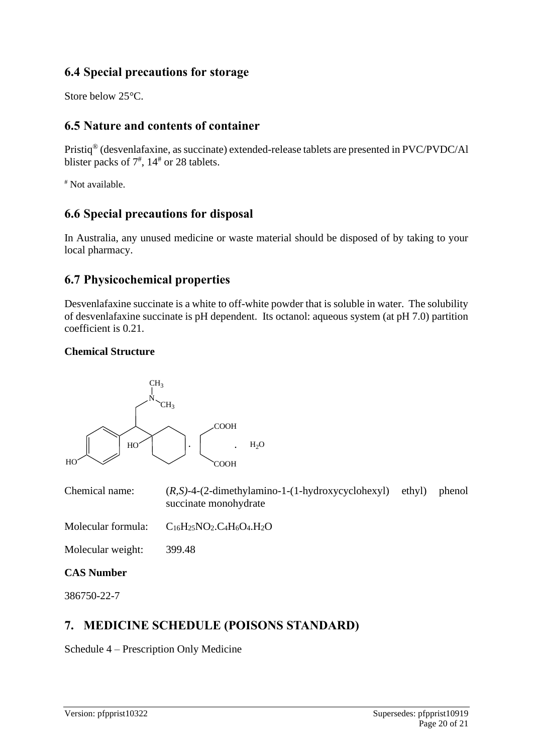## 6.4 Special precautions for storage

Store below 25°C.

## 6.5 Nature and contents of container

Pristiq® (desvenlafaxine, as succinate) extended-release tablets are presented in PVC/PVDC/Al blister packs of 7#, 14# or 28 tablets.

# Not available.

## 6.6 Special precautions for disposal

In Australia, any unused medicine or waste material should be disposed of by taking to your local pharmacy.

## 6.7 Physicochemical properties

Desvenlafaxine succinate is a white to off-white powder that is soluble in water. The solubility of desvenlafaxine succinate is pH dependent. Its octanol: aqueous system (at pH 7.0) partition coefficient is 0.21.

**Chemical Structure**

Chemical name: (*R,S*)-4-(2-dimethylamino-1-(1-hydroxycyclohexyl) ethyl) phenol succinate monohydrate

Molecular formula: $C_{16}H_{25}NO_2.C_4H_6O_4.H_2O$

Molecular weight: 399.48

**CAS Number**

386750-22-7

# 7. MEDICINE SCHEDULE (POISONS STANDARD)

Schedule 4 – Prescription Only Medicine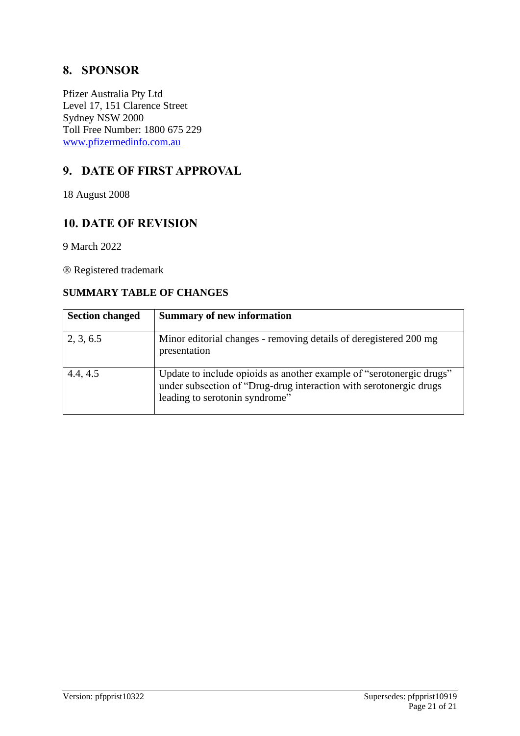## 8. SPONSOR

Pfizer Australia Pty Ltd
Level 17, 151 Clarence Street
Sydney NSW 2000
Toll Free Number: 1800 675 229
www.pfizermedinfo.com.au

## 9. DATE OF FIRST APPROVAL

18 August 2008

## 10. DATE OF REVISION

9 March 2022

® Registered trademark

**SUMMARY TABLE OF CHANGES**

| **Section changed** | **Summary of new information** |
|---|---|
| 2, 3, 6.5 | Minor editorial changes - removing details of deregistered 200 mg presentation |
| 4.4, 4.5 | Update to include opioids as another example of "serotonergic drugs" under subsection of "Drug-drug interaction with serotonergic drugs leading to serotonin syndrome" |

Version: pfpprist10322 Supersedes: pfpprist10919